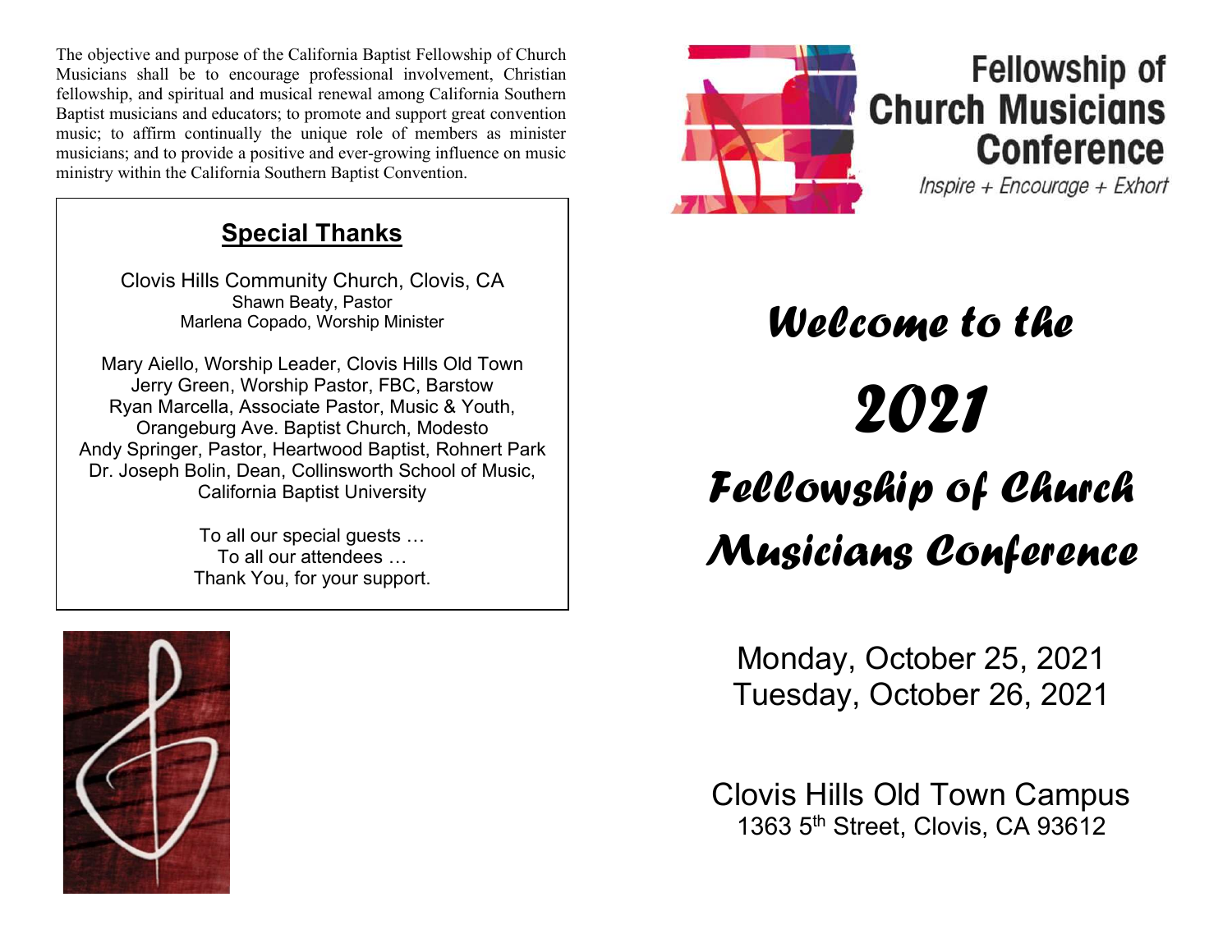The objective and purpose of the California Baptist Fellowship of Church Musicians shall be to encourage professional involvement, Christian fellowship, and spiritual and musical renewal among California Southern Baptist musicians and educators; to promote and support great convention music; to affirm continually the unique role of members as minister musicians; and to provide a positive and ever-growing influence on music ministry within the California Southern Baptist Convention.

## Special Thanks

Clovis Hills Community Church, Clovis, CA
Shawn Beaty, Pastor
Marlena Copado, Worship Minister

Mary Aiello, Worship Leader, Clovis Hills Old Town
Jerry Green, Worship Pastor, FBC, Barstow
Ryan Marcella, Associate Pastor, Music & Youth, Orangeburg Ave. Baptist Church, Modesto
Andy Springer, Pastor, Heartwood Baptist, Rohnert Park
Dr. Joseph Bolin, Dean, Collinsworth School of Music, California Baptist University

To all our special guests …
To all our attendees …
Thank You, for your support.

**Fellowship of Church Musicians Conference**

*Inspire + Encourage + Exhort*

# *Welcome to the 2021 Fellowship of Church Musicians Conference*

Monday, October 25, 2021
Tuesday, October 26, 2021

Clovis Hills Old Town Campus
1363 5th Street, Clovis, CA 93612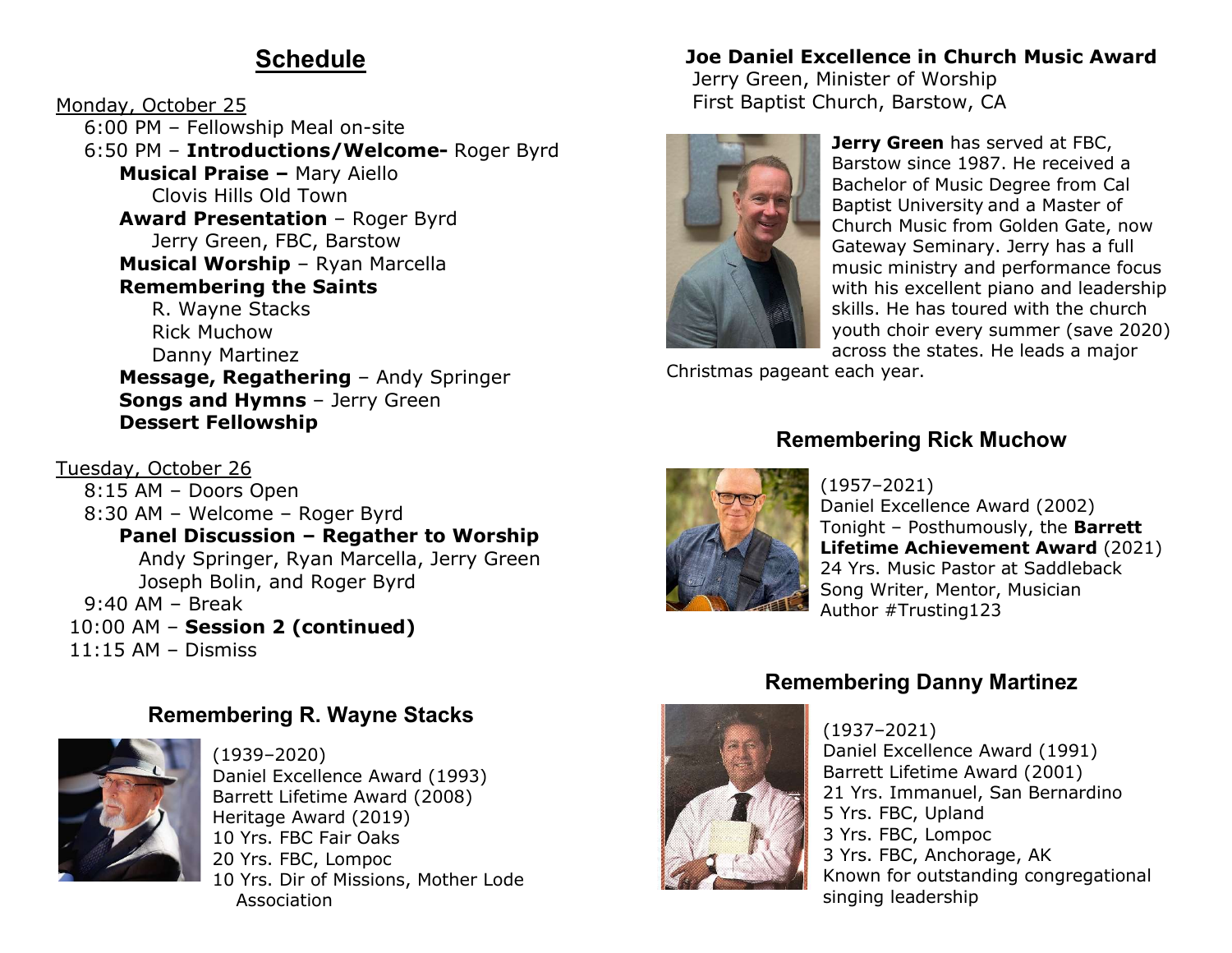## Schedule

Monday, October 25

6:00 PM – Fellowship Meal on-site

6:50 PM – **Introductions/Welcome-** Roger Byrd

**Musical Praise –** Mary Aiello
Clovis Hills Old Town

**Award Presentation** – Roger Byrd
Jerry Green, FBC, Barstow

**Musical Worship** – Ryan Marcella

**Remembering the Saints**
R. Wayne Stacks
Rick Muchow
Danny Martinez

**Message, Regathering** – Andy Springer

**Songs and Hymns** – Jerry Green

**Dessert Fellowship**

Tuesday, October 26

8:15 AM – Doors Open

8:30 AM – Welcome – Roger Byrd

**Panel Discussion – Regather to Worship**
Andy Springer, Ryan Marcella, Jerry Green
Joseph Bolin, and Roger Byrd

9:40 AM – Break

10:00 AM – **Session 2 (continued)**

11:15 AM – Dismiss

### Remembering R. Wayne Stacks

(1939–2020)
Daniel Excellence Award (1993)
Barrett Lifetime Award (2008)
Heritage Award (2019)
10 Yrs. FBC Fair Oaks
20 Yrs. FBC, Lompoc
10 Yrs. Dir of Missions, Mother Lode Association

### Joe Daniel Excellence in Church Music Award

Jerry Green, Minister of Worship
First Baptist Church, Barstow, CA

**Jerry Green** has served at FBC, Barstow since 1987. He received a Bachelor of Music Degree from Cal Baptist University and a Master of Church Music from Golden Gate, now Gateway Seminary. Jerry has a full music ministry and performance focus with his excellent piano and leadership skills. He has toured with the church youth choir every summer (save 2020) across the states. He leads a major Christmas pageant each year.

### Remembering Rick Muchow

(1957–2021)
Daniel Excellence Award (2002)
Tonight – Posthumously, the **Barrett Lifetime Achievement Award** (2021)
24 Yrs. Music Pastor at Saddleback
Song Writer, Mentor, Musician
Author #Trusting123

### Remembering Danny Martinez

(1937–2021)
Daniel Excellence Award (1991)
Barrett Lifetime Award (2001)
21 Yrs. Immanuel, San Bernardino
5 Yrs. FBC, Upland
3 Yrs. FBC, Lompoc
3 Yrs. FBC, Anchorage, AK
Known for outstanding congregational singing leadership